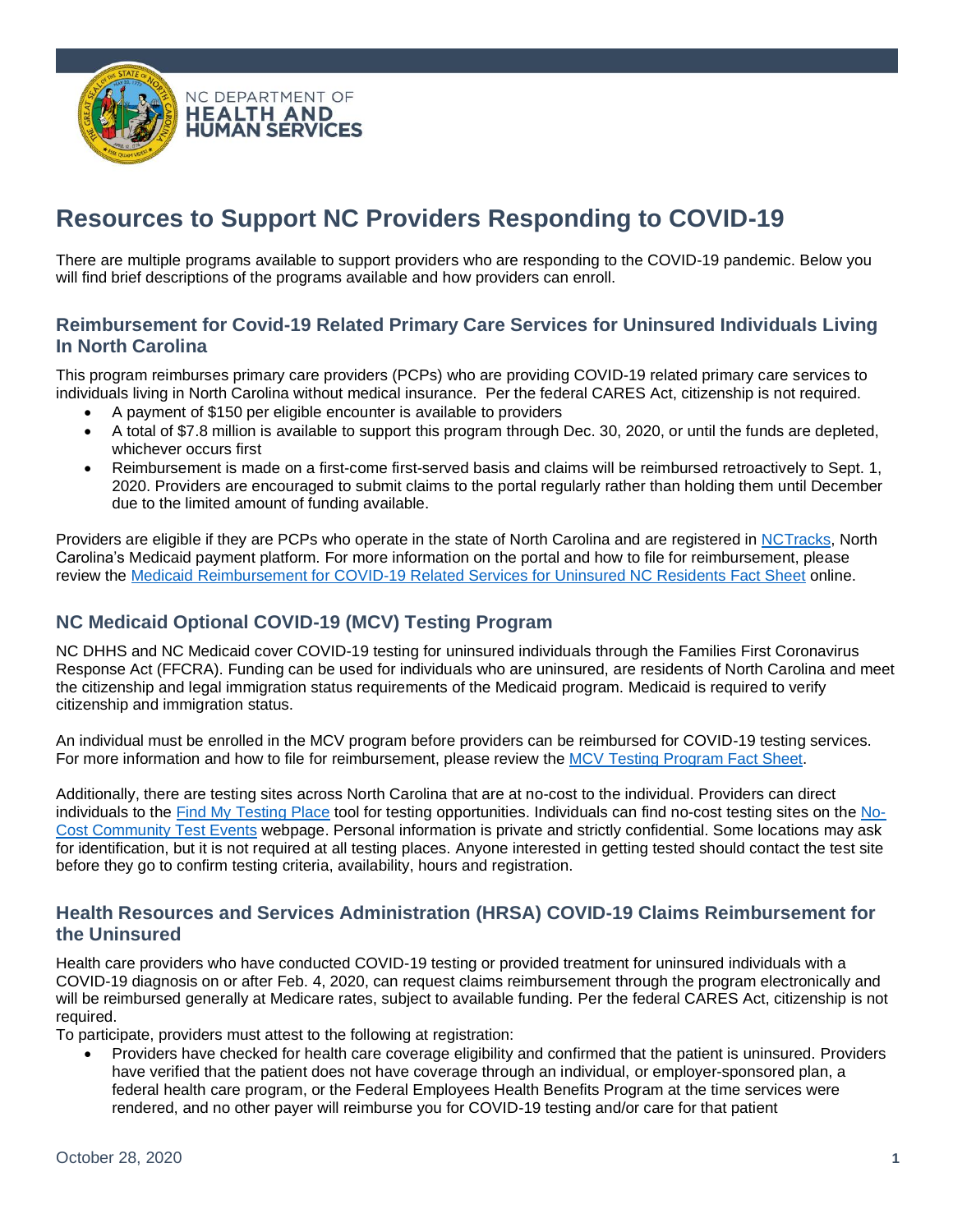NC DEPARTMENT OF **HEALTH AND HUMAN SERVICES**

# Resources to Support NC Providers Responding to COVID-19

There are multiple programs available to support providers who are responding to the COVID-19 pandemic. Below you will find brief descriptions of the programs available and how providers can enroll.

## Reimbursement for Covid-19 Related Primary Care Services for Uninsured Individuals Living In North Carolina

This program reimburses primary care providers (PCPs) who are providing COVID-19 related primary care services to individuals living in North Carolina without medical insurance. Per the federal CARES Act, citizenship is not required.

- A payment of $150 per eligible encounter is available to providers
- A total of $7.8 million is available to support this program through Dec. 30, 2020, or until the funds are depleted, whichever occurs first
- Reimbursement is made on a first-come first-served basis and claims will be reimbursed retroactively to Sept. 1, 2020. Providers are encouraged to submit claims to the portal regularly rather than holding them until December due to the limited amount of funding available.

Providers are eligible if they are PCPs who operate in the state of North Carolina and are registered in NCTracks, North Carolina's Medicaid payment platform. For more information on the portal and how to file for reimbursement, please review the Medicaid Reimbursement for COVID-19 Related Services for Uninsured NC Residents Fact Sheet online.

## NC Medicaid Optional COVID-19 (MCV) Testing Program

NC DHHS and NC Medicaid cover COVID-19 testing for uninsured individuals through the Families First Coronavirus Response Act (FFCRA). Funding can be used for individuals who are uninsured, are residents of North Carolina and meet the citizenship and legal immigration status requirements of the Medicaid program. Medicaid is required to verify citizenship and immigration status.

An individual must be enrolled in the MCV program before providers can be reimbursed for COVID-19 testing services. For more information and how to file for reimbursement, please review the MCV Testing Program Fact Sheet.

Additionally, there are testing sites across North Carolina that are at no-cost to the individual. Providers can direct individuals to the Find My Testing Place tool for testing opportunities. Individuals can find no-cost testing sites on the No-Cost Community Test Events webpage. Personal information is private and strictly confidential. Some locations may ask for identification, but it is not required at all testing places. Anyone interested in getting tested should contact the test site before they go to confirm testing criteria, availability, hours and registration.

## Health Resources and Services Administration (HRSA) COVID-19 Claims Reimbursement for the Uninsured

Health care providers who have conducted COVID-19 testing or provided treatment for uninsured individuals with a COVID-19 diagnosis on or after Feb. 4, 2020, can request claims reimbursement through the program electronically and will be reimbursed generally at Medicare rates, subject to available funding. Per the federal CARES Act, citizenship is not required.

To participate, providers must attest to the following at registration:

- Providers have checked for health care coverage eligibility and confirmed that the patient is uninsured. Providers have verified that the patient does not have coverage through an individual, or employer-sponsored plan, a federal health care program, or the Federal Employees Health Benefits Program at the time services were rendered, and no other payer will reimburse you for COVID-19 testing and/or care for that patient

October 28, 2020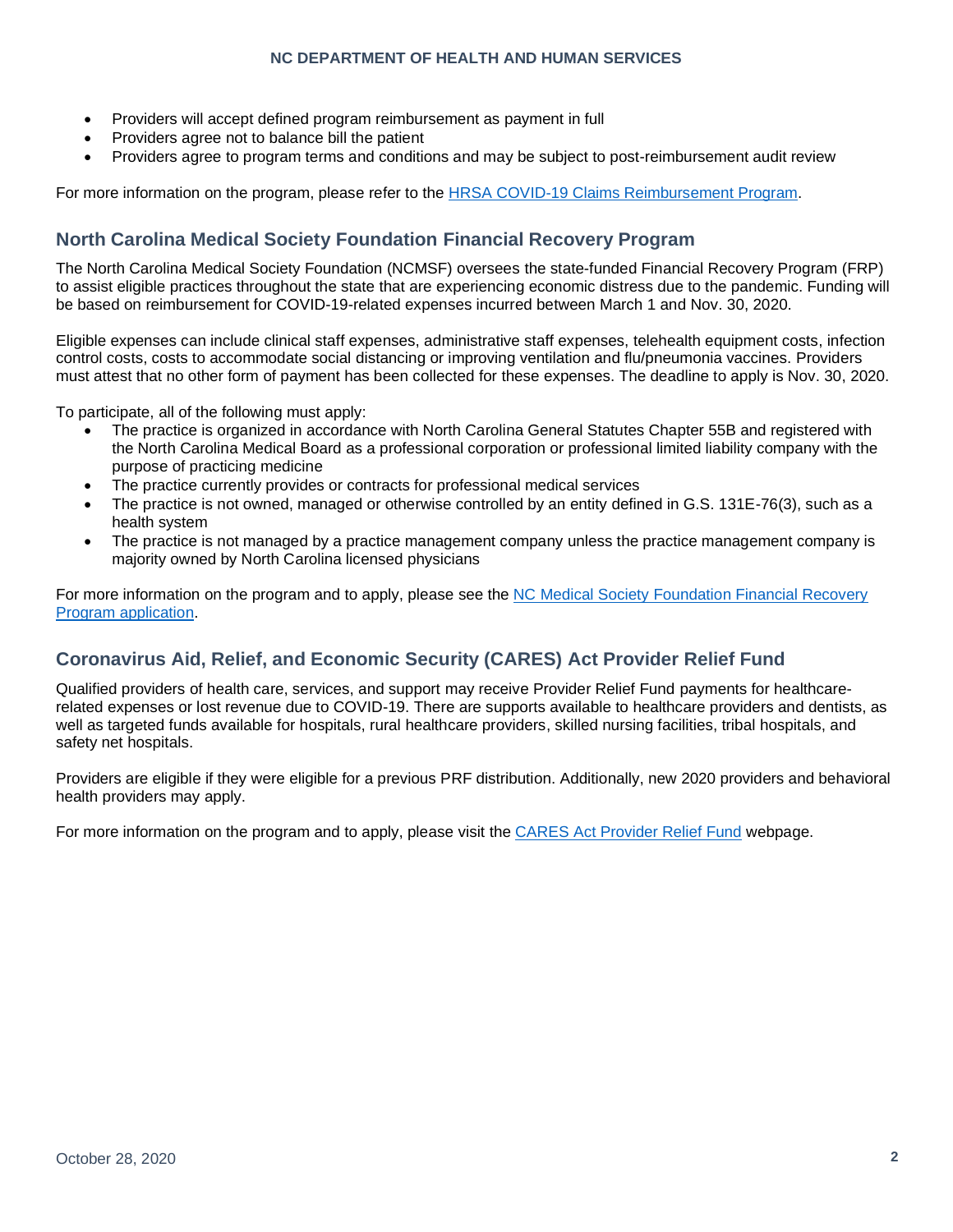- Providers will accept defined program reimbursement as payment in full
- Providers agree not to balance bill the patient
- Providers agree to program terms and conditions and may be subject to post-reimbursement audit review

For more information on the program, please refer to the [HRSA COVID-19 Claims Reimbursement Program](#).

## North Carolina Medical Society Foundation Financial Recovery Program

The North Carolina Medical Society Foundation (NCMSF) oversees the state-funded Financial Recovery Program (FRP) to assist eligible practices throughout the state that are experiencing economic distress due to the pandemic. Funding will be based on reimbursement for COVID-19-related expenses incurred between March 1 and Nov. 30, 2020.

Eligible expenses can include clinical staff expenses, administrative staff expenses, telehealth equipment costs, infection control costs, costs to accommodate social distancing or improving ventilation and flu/pneumonia vaccines. Providers must attest that no other form of payment has been collected for these expenses. The deadline to apply is Nov. 30, 2020.

To participate, all of the following must apply:

- The practice is organized in accordance with North Carolina General Statutes Chapter 55B and registered with the North Carolina Medical Board as a professional corporation or professional limited liability company with the purpose of practicing medicine
- The practice currently provides or contracts for professional medical services
- The practice is not owned, managed or otherwise controlled by an entity defined in G.S. 131E-76(3), such as a health system
- The practice is not managed by a practice management company unless the practice management company is majority owned by North Carolina licensed physicians

For more information on the program and to apply, please see the [NC Medical Society Foundation Financial Recovery Program application](#).

## Coronavirus Aid, Relief, and Economic Security (CARES) Act Provider Relief Fund

Qualified providers of health care, services, and support may receive Provider Relief Fund payments for healthcare-related expenses or lost revenue due to COVID-19. There are supports available to healthcare providers and dentists, as well as targeted funds available for hospitals, rural healthcare providers, skilled nursing facilities, tribal hospitals, and safety net hospitals.

Providers are eligible if they were eligible for a previous PRF distribution. Additionally, new 2020 providers and behavioral health providers may apply.

For more information on the program and to apply, please visit the [CARES Act Provider Relief Fund](#) webpage.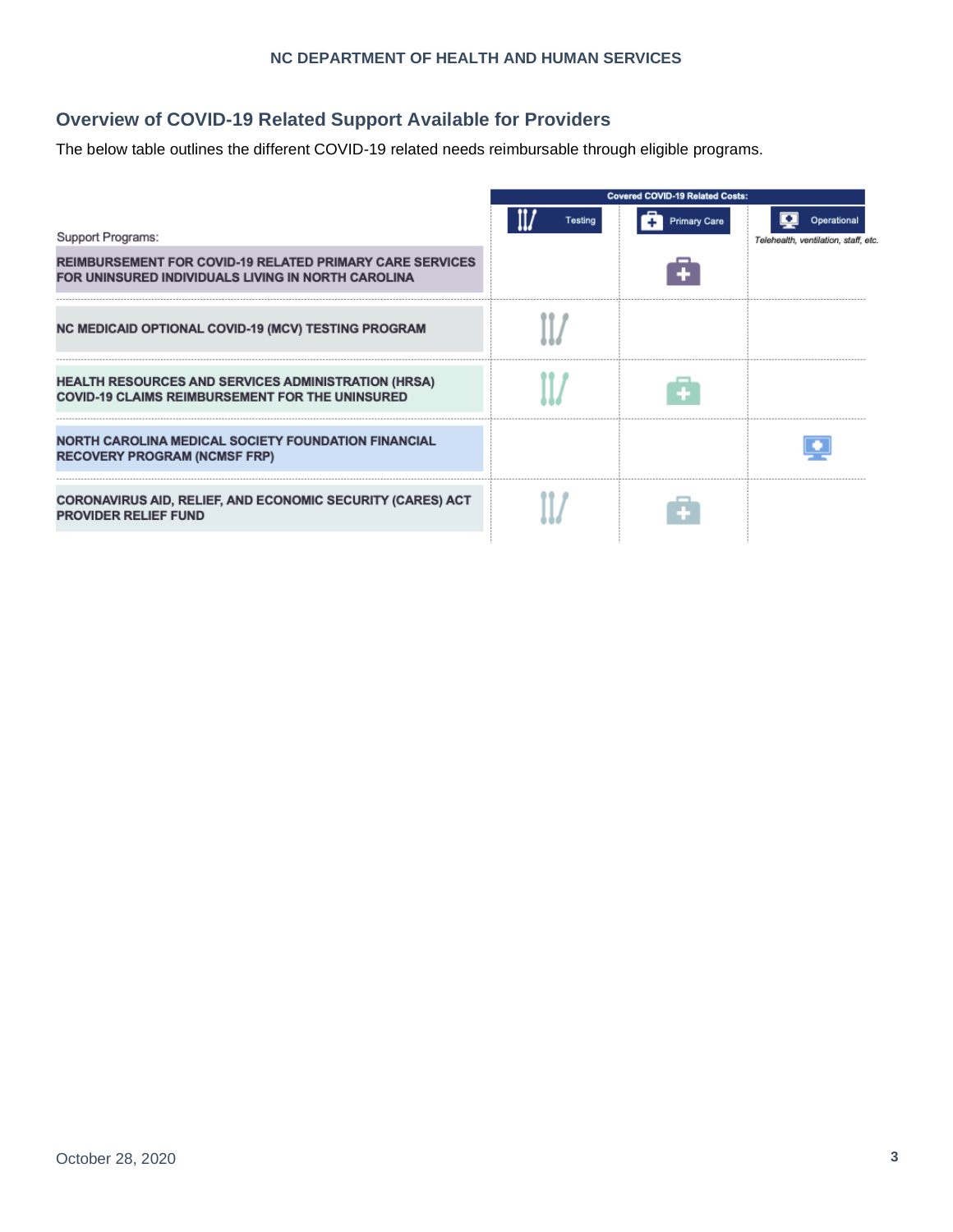## Overview of COVID-19 Related Support Available for Providers

The below table outlines the different COVID-19 related needs reimbursable through eligible programs.

| Support Programs: | Covered COVID-19 Related Costs: Testing | Primary Care | Operational *Telehealth, ventilation, staff, etc.* |
|---|---|---|---|
| **REIMBURSEMENT FOR COVID-19 RELATED PRIMARY CARE SERVICES FOR UNINSURED INDIVIDUALS LIVING IN NORTH CAROLINA** | | ✓ | |
| **NC MEDICAID OPTIONAL COVID-19 (MCV) TESTING PROGRAM** | ✓ | | |
| **HEALTH RESOURCES AND SERVICES ADMINISTRATION (HRSA) COVID-19 CLAIMS REIMBURSEMENT FOR THE UNINSURED** | ✓ | ✓ | |
| **NORTH CAROLINA MEDICAL SOCIETY FOUNDATION FINANCIAL RECOVERY PROGRAM (NCMSF FRP)** | | | ✓ |
| **CORONAVIRUS AID, RELIEF, AND ECONOMIC SECURITY (CARES) ACT PROVIDER RELIEF FUND** | ✓ | ✓ | |